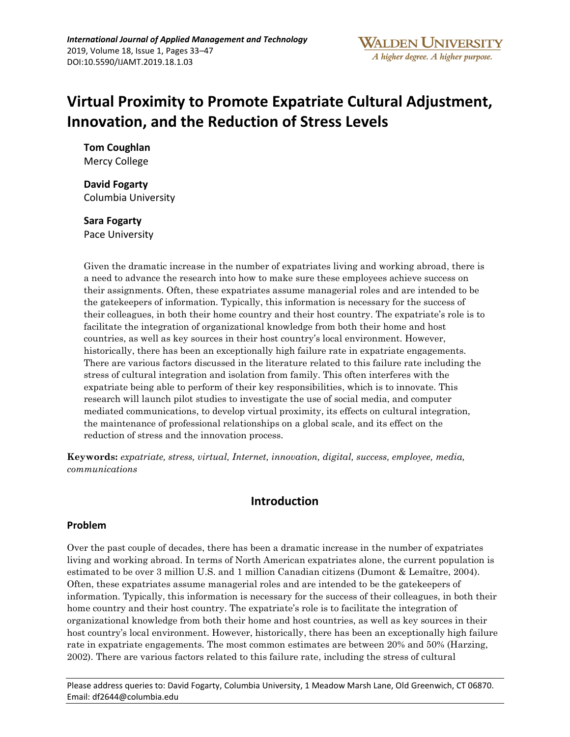# Virtual Proximity to Promote Expatriate Cultural Adjustment, Innovation, and the Reduction of Stress Levels

**Tom Coughlan**
Mercy College

**David Fogarty**
Columbia University

**Sara Fogarty**
Pace University

Given the dramatic increase in the number of expatriates living and working abroad, there is a need to advance the research into how to make sure these employees achieve success on their assignments. Often, these expatriates assume managerial roles and are intended to be the gatekeepers of information. Typically, this information is necessary for the success of their colleagues, in both their home country and their host country. The expatriate's role is to facilitate the integration of organizational knowledge from both their home and host countries, as well as key sources in their host country's local environment. However, historically, there has been an exceptionally high failure rate in expatriate engagements. There are various factors discussed in the literature related to this failure rate including the stress of cultural integration and isolation from family. This often interferes with the expatriate being able to perform of their key responsibilities, which is to innovate. This research will launch pilot studies to investigate the use of social media, and computer mediated communications, to develop virtual proximity, its effects on cultural integration, the maintenance of professional relationships on a global scale, and its effect on the reduction of stress and the innovation process.

**Keywords:** *expatriate, stress, virtual, Internet, innovation, digital, success, employee, media, communications*

## Introduction

### Problem

Over the past couple of decades, there has been a dramatic increase in the number of expatriates living and working abroad. In terms of North American expatriates alone, the current population is estimated to be over 3 million U.S. and 1 million Canadian citizens (Dumont & Lemaître, 2004). Often, these expatriates assume managerial roles and are intended to be the gatekeepers of information. Typically, this information is necessary for the success of their colleagues, in both their home country and their host country. The expatriate's role is to facilitate the integration of organizational knowledge from both their home and host countries, as well as key sources in their host country's local environment. However, historically, there has been an exceptionally high failure rate in expatriate engagements. The most common estimates are between 20% and 50% (Harzing, 2002). There are various factors related to this failure rate, including the stress of cultural

Please address queries to: David Fogarty, Columbia University, 1 Meadow Marsh Lane, Old Greenwich, CT 06870. Email: df2644@columbia.edu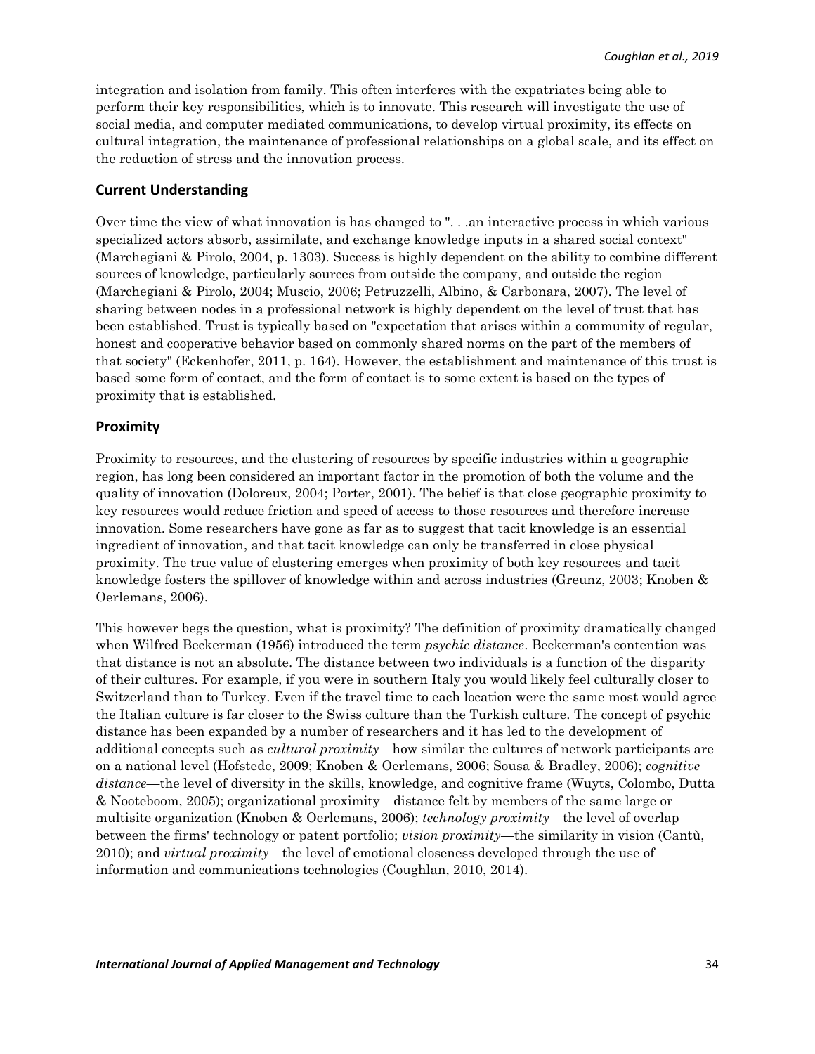integration and isolation from family. This often interferes with the expatriates being able to perform their key responsibilities, which is to innovate. This research will investigate the use of social media, and computer mediated communications, to develop virtual proximity, its effects on cultural integration, the maintenance of professional relationships on a global scale, and its effect on the reduction of stress and the innovation process.

## Current Understanding

Over time the view of what innovation is has changed to ". . .an interactive process in which various specialized actors absorb, assimilate, and exchange knowledge inputs in a shared social context" (Marchegiani & Pirolo, 2004, p. 1303). Success is highly dependent on the ability to combine different sources of knowledge, particularly sources from outside the company, and outside the region (Marchegiani & Pirolo, 2004; Muscio, 2006; Petruzzelli, Albino, & Carbonara, 2007). The level of sharing between nodes in a professional network is highly dependent on the level of trust that has been established. Trust is typically based on "expectation that arises within a community of regular, honest and cooperative behavior based on commonly shared norms on the part of the members of that society" (Eckenhofer, 2011, p. 164). However, the establishment and maintenance of this trust is based some form of contact, and the form of contact is to some extent is based on the types of proximity that is established.

## Proximity

Proximity to resources, and the clustering of resources by specific industries within a geographic region, has long been considered an important factor in the promotion of both the volume and the quality of innovation (Doloreux, 2004; Porter, 2001). The belief is that close geographic proximity to key resources would reduce friction and speed of access to those resources and therefore increase innovation. Some researchers have gone as far as to suggest that tacit knowledge is an essential ingredient of innovation, and that tacit knowledge can only be transferred in close physical proximity. The true value of clustering emerges when proximity of both key resources and tacit knowledge fosters the spillover of knowledge within and across industries (Greunz, 2003; Knoben & Oerlemans, 2006).

This however begs the question, what is proximity? The definition of proximity dramatically changed when Wilfred Beckerman (1956) introduced the term *psychic distance*. Beckerman's contention was that distance is not an absolute. The distance between two individuals is a function of the disparity of their cultures. For example, if you were in southern Italy you would likely feel culturally closer to Switzerland than to Turkey. Even if the travel time to each location were the same most would agree the Italian culture is far closer to the Swiss culture than the Turkish culture. The concept of psychic distance has been expanded by a number of researchers and it has led to the development of additional concepts such as *cultural proximity*—how similar the cultures of network participants are on a national level (Hofstede, 2009; Knoben & Oerlemans, 2006; Sousa & Bradley, 2006); *cognitive distance*—the level of diversity in the skills, knowledge, and cognitive frame (Wuyts, Colombo, Dutta & Nooteboom, 2005); organizational proximity—distance felt by members of the same large or multisite organization (Knoben & Oerlemans, 2006); *technology proximity*—the level of overlap between the firms' technology or patent portfolio; *vision proximity*—the similarity in vision (Cantù, 2010); and *virtual proximity*—the level of emotional closeness developed through the use of information and communications technologies (Coughlan, 2010, 2014).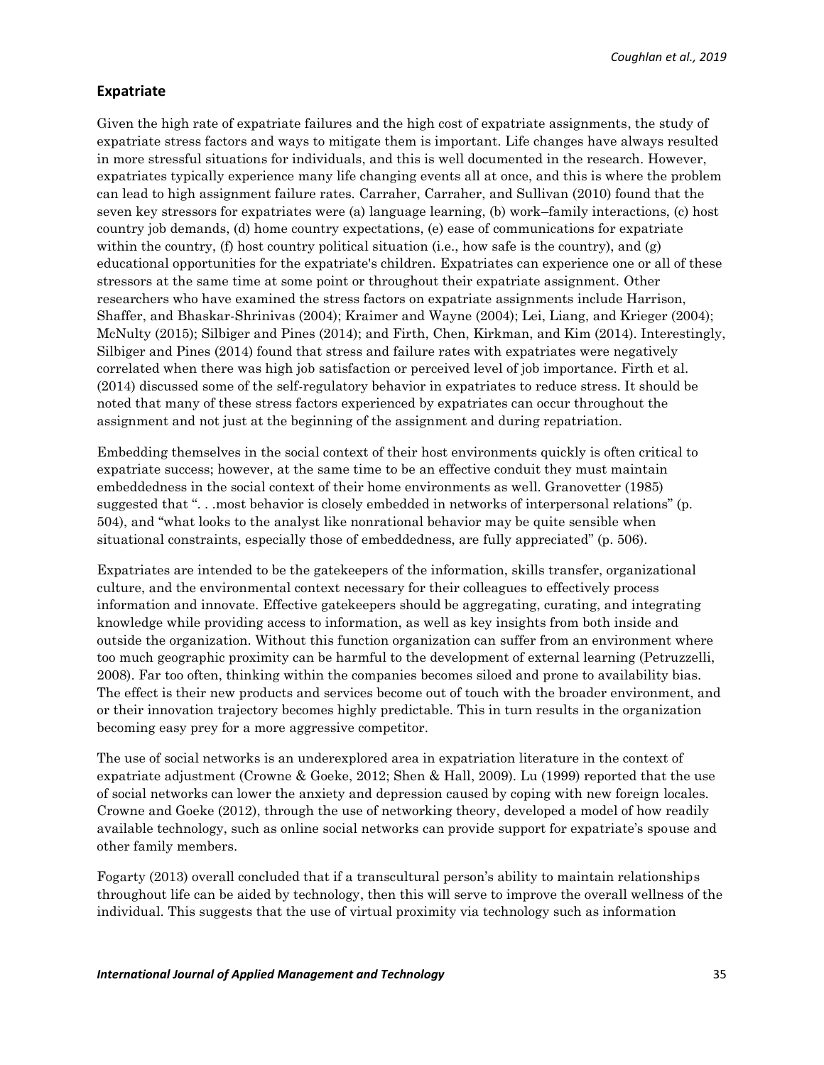## Expatriate

Given the high rate of expatriate failures and the high cost of expatriate assignments, the study of expatriate stress factors and ways to mitigate them is important. Life changes have always resulted in more stressful situations for individuals, and this is well documented in the research. However, expatriates typically experience many life changing events all at once, and this is where the problem can lead to high assignment failure rates. Carraher, Carraher, and Sullivan (2010) found that the seven key stressors for expatriates were (a) language learning, (b) work–family interactions, (c) host country job demands, (d) home country expectations, (e) ease of communications for expatriate within the country, (f) host country political situation (i.e., how safe is the country), and (g) educational opportunities for the expatriate's children. Expatriates can experience one or all of these stressors at the same time at some point or throughout their expatriate assignment. Other researchers who have examined the stress factors on expatriate assignments include Harrison, Shaffer, and Bhaskar-Shrinivas (2004); Kraimer and Wayne (2004); Lei, Liang, and Krieger (2004); McNulty (2015); Silbiger and Pines (2014); and Firth, Chen, Kirkman, and Kim (2014). Interestingly, Silbiger and Pines (2014) found that stress and failure rates with expatriates were negatively correlated when there was high job satisfaction or perceived level of job importance. Firth et al. (2014) discussed some of the self-regulatory behavior in expatriates to reduce stress. It should be noted that many of these stress factors experienced by expatriates can occur throughout the assignment and not just at the beginning of the assignment and during repatriation.

Embedding themselves in the social context of their host environments quickly is often critical to expatriate success; however, at the same time to be an effective conduit they must maintain embeddedness in the social context of their home environments as well. Granovetter (1985) suggested that ". . .most behavior is closely embedded in networks of interpersonal relations" (p. 504), and "what looks to the analyst like nonrational behavior may be quite sensible when situational constraints, especially those of embeddedness, are fully appreciated" (p. 506).

Expatriates are intended to be the gatekeepers of the information, skills transfer, organizational culture, and the environmental context necessary for their colleagues to effectively process information and innovate. Effective gatekeepers should be aggregating, curating, and integrating knowledge while providing access to information, as well as key insights from both inside and outside the organization. Without this function organization can suffer from an environment where too much geographic proximity can be harmful to the development of external learning (Petruzzelli, 2008). Far too often, thinking within the companies becomes siloed and prone to availability bias. The effect is their new products and services become out of touch with the broader environment, and or their innovation trajectory becomes highly predictable. This in turn results in the organization becoming easy prey for a more aggressive competitor.

The use of social networks is an underexplored area in expatriation literature in the context of expatriate adjustment (Crowne & Goeke, 2012; Shen & Hall, 2009). Lu (1999) reported that the use of social networks can lower the anxiety and depression caused by coping with new foreign locales. Crowne and Goeke (2012), through the use of networking theory, developed a model of how readily available technology, such as online social networks can provide support for expatriate's spouse and other family members.

Fogarty (2013) overall concluded that if a transcultural person's ability to maintain relationships throughout life can be aided by technology, then this will serve to improve the overall wellness of the individual. This suggests that the use of virtual proximity via technology such as information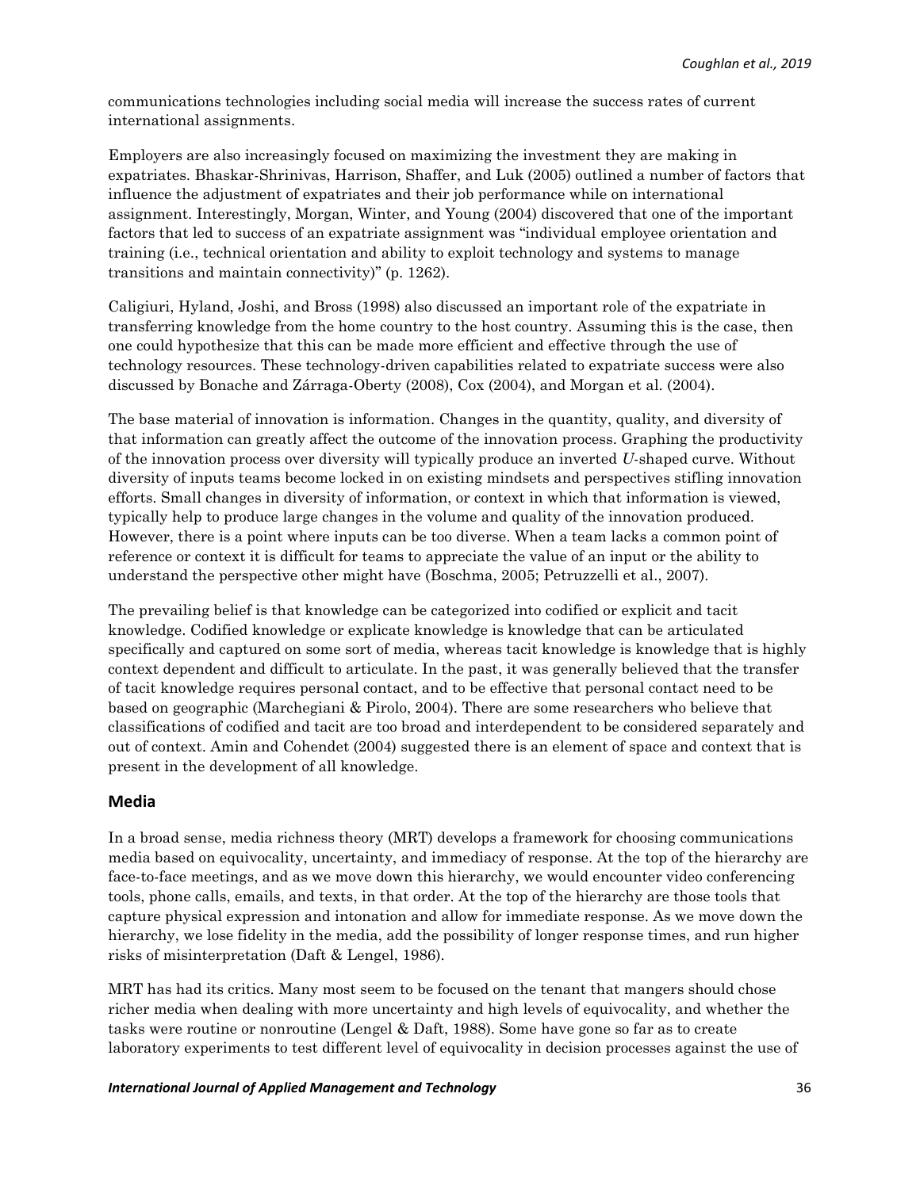communications technologies including social media will increase the success rates of current international assignments.

Employers are also increasingly focused on maximizing the investment they are making in expatriates. Bhaskar-Shrinivas, Harrison, Shaffer, and Luk (2005) outlined a number of factors that influence the adjustment of expatriates and their job performance while on international assignment. Interestingly, Morgan, Winter, and Young (2004) discovered that one of the important factors that led to success of an expatriate assignment was "individual employee orientation and training (i.e., technical orientation and ability to exploit technology and systems to manage transitions and maintain connectivity)" (p. 1262).

Caligiuri, Hyland, Joshi, and Bross (1998) also discussed an important role of the expatriate in transferring knowledge from the home country to the host country. Assuming this is the case, then one could hypothesize that this can be made more efficient and effective through the use of technology resources. These technology-driven capabilities related to expatriate success were also discussed by Bonache and Zárraga-Oberty (2008), Cox (2004), and Morgan et al. (2004).

The base material of innovation is information. Changes in the quantity, quality, and diversity of that information can greatly affect the outcome of the innovation process. Graphing the productivity of the innovation process over diversity will typically produce an inverted *U*-shaped curve. Without diversity of inputs teams become locked in on existing mindsets and perspectives stifling innovation efforts. Small changes in diversity of information, or context in which that information is viewed, typically help to produce large changes in the volume and quality of the innovation produced. However, there is a point where inputs can be too diverse. When a team lacks a common point of reference or context it is difficult for teams to appreciate the value of an input or the ability to understand the perspective other might have (Boschma, 2005; Petruzzelli et al., 2007).

The prevailing belief is that knowledge can be categorized into codified or explicit and tacit knowledge. Codified knowledge or explicate knowledge is knowledge that can be articulated specifically and captured on some sort of media, whereas tacit knowledge is knowledge that is highly context dependent and difficult to articulate. In the past, it was generally believed that the transfer of tacit knowledge requires personal contact, and to be effective that personal contact need to be based on geographic (Marchegiani & Pirolo, 2004). There are some researchers who believe that classifications of codified and tacit are too broad and interdependent to be considered separately and out of context. Amin and Cohendet (2004) suggested there is an element of space and context that is present in the development of all knowledge.

## Media

In a broad sense, media richness theory (MRT) develops a framework for choosing communications media based on equivocality, uncertainty, and immediacy of response. At the top of the hierarchy are face-to-face meetings, and as we move down this hierarchy, we would encounter video conferencing tools, phone calls, emails, and texts, in that order. At the top of the hierarchy are those tools that capture physical expression and intonation and allow for immediate response. As we move down the hierarchy, we lose fidelity in the media, add the possibility of longer response times, and run higher risks of misinterpretation (Daft & Lengel, 1986).

MRT has had its critics. Many most seem to be focused on the tenant that mangers should chose richer media when dealing with more uncertainty and high levels of equivocality, and whether the tasks were routine or nonroutine (Lengel & Daft, 1988). Some have gone so far as to create laboratory experiments to test different level of equivocality in decision processes against the use of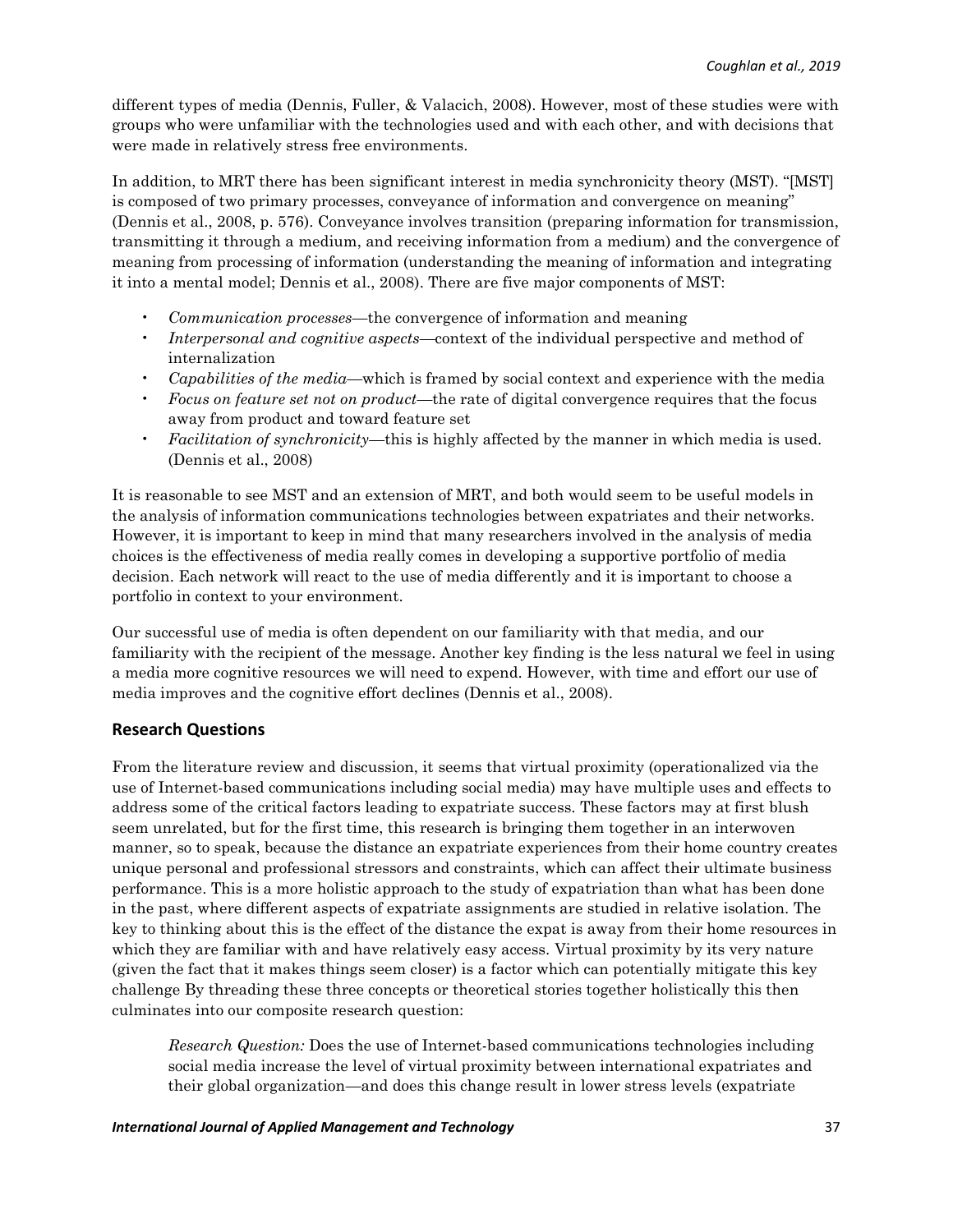different types of media (Dennis, Fuller, & Valacich, 2008). However, most of these studies were with groups who were unfamiliar with the technologies used and with each other, and with decisions that were made in relatively stress free environments.

In addition, to MRT there has been significant interest in media synchronicity theory (MST). "[MST] is composed of two primary processes, conveyance of information and convergence on meaning" (Dennis et al., 2008, p. 576). Conveyance involves transition (preparing information for transmission, transmitting it through a medium, and receiving information from a medium) and the convergence of meaning from processing of information (understanding the meaning of information and integrating it into a mental model; Dennis et al., 2008). There are five major components of MST:

- *Communication processes*—the convergence of information and meaning
- *Interpersonal and cognitive aspects*—context of the individual perspective and method of internalization
- *Capabilities of the media*—which is framed by social context and experience with the media
- *Focus on feature set not on product*—the rate of digital convergence requires that the focus away from product and toward feature set
- *Facilitation of synchronicity*—this is highly affected by the manner in which media is used. (Dennis et al., 2008)

It is reasonable to see MST and an extension of MRT, and both would seem to be useful models in the analysis of information communications technologies between expatriates and their networks. However, it is important to keep in mind that many researchers involved in the analysis of media choices is the effectiveness of media really comes in developing a supportive portfolio of media decision. Each network will react to the use of media differently and it is important to choose a portfolio in context to your environment.

Our successful use of media is often dependent on our familiarity with that media, and our familiarity with the recipient of the message. Another key finding is the less natural we feel in using a media more cognitive resources we will need to expend. However, with time and effort our use of media improves and the cognitive effort declines (Dennis et al., 2008).

## Research Questions

From the literature review and discussion, it seems that virtual proximity (operationalized via the use of Internet-based communications including social media) may have multiple uses and effects to address some of the critical factors leading to expatriate success. These factors may at first blush seem unrelated, but for the first time, this research is bringing them together in an interwoven manner, so to speak, because the distance an expatriate experiences from their home country creates unique personal and professional stressors and constraints, which can affect their ultimate business performance. This is a more holistic approach to the study of expatriation than what has been done in the past, where different aspects of expatriate assignments are studied in relative isolation. The key to thinking about this is the effect of the distance the expat is away from their home resources in which they are familiar with and have relatively easy access. Virtual proximity by its very nature (given the fact that it makes things seem closer) is a factor which can potentially mitigate this key challenge By threading these three concepts or theoretical stories together holistically this then culminates into our composite research question:

> *Research Question:* Does the use of Internet-based communications technologies including social media increase the level of virtual proximity between international expatriates and their global organization—and does this change result in lower stress levels (expatriate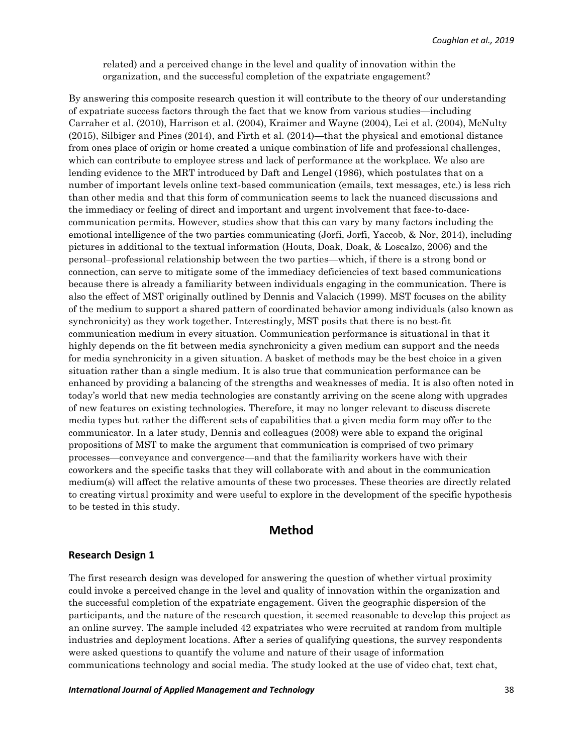related) and a perceived change in the level and quality of innovation within the organization, and the successful completion of the expatriate engagement?

By answering this composite research question it will contribute to the theory of our understanding of expatriate success factors through the fact that we know from various studies—including Carraher et al. (2010), Harrison et al. (2004), Kraimer and Wayne (2004), Lei et al. (2004), McNulty (2015), Silbiger and Pines (2014), and Firth et al. (2014)—that the physical and emotional distance from ones place of origin or home created a unique combination of life and professional challenges, which can contribute to employee stress and lack of performance at the workplace. We also are lending evidence to the MRT introduced by Daft and Lengel (1986), which postulates that on a number of important levels online text-based communication (emails, text messages, etc.) is less rich than other media and that this form of communication seems to lack the nuanced discussions and the immediacy or feeling of direct and important and urgent involvement that face-to-dace-communication permits. However, studies show that this can vary by many factors including the emotional intelligence of the two parties communicating (Jorfi, Jorfi, Yaccob, & Nor, 2014), including pictures in additional to the textual information (Houts, Doak, Doak, & Loscalzo, 2006) and the personal–professional relationship between the two parties—which, if there is a strong bond or connection, can serve to mitigate some of the immediacy deficiencies of text based communications because there is already a familiarity between individuals engaging in the communication. There is also the effect of MST originally outlined by Dennis and Valacich (1999). MST focuses on the ability of the medium to support a shared pattern of coordinated behavior among individuals (also known as synchronicity) as they work together. Interestingly, MST posits that there is no best-fit communication medium in every situation. Communication performance is situational in that it highly depends on the fit between media synchronicity a given medium can support and the needs for media synchronicity in a given situation. A basket of methods may be the best choice in a given situation rather than a single medium. It is also true that communication performance can be enhanced by providing a balancing of the strengths and weaknesses of media. It is also often noted in today's world that new media technologies are constantly arriving on the scene along with upgrades of new features on existing technologies. Therefore, it may no longer relevant to discuss discrete media types but rather the different sets of capabilities that a given media form may offer to the communicator. In a later study, Dennis and colleagues (2008) were able to expand the original propositions of MST to make the argument that communication is comprised of two primary processes—conveyance and convergence—and that the familiarity workers have with their coworkers and the specific tasks that they will collaborate with and about in the communication medium(s) will affect the relative amounts of these two processes. These theories are directly related to creating virtual proximity and were useful to explore in the development of the specific hypothesis to be tested in this study.

## Method

### Research Design 1

The first research design was developed for answering the question of whether virtual proximity could invoke a perceived change in the level and quality of innovation within the organization and the successful completion of the expatriate engagement. Given the geographic dispersion of the participants, and the nature of the research question, it seemed reasonable to develop this project as an online survey. The sample included 42 expatriates who were recruited at random from multiple industries and deployment locations. After a series of qualifying questions, the survey respondents were asked questions to quantify the volume and nature of their usage of information communications technology and social media. The study looked at the use of video chat, text chat,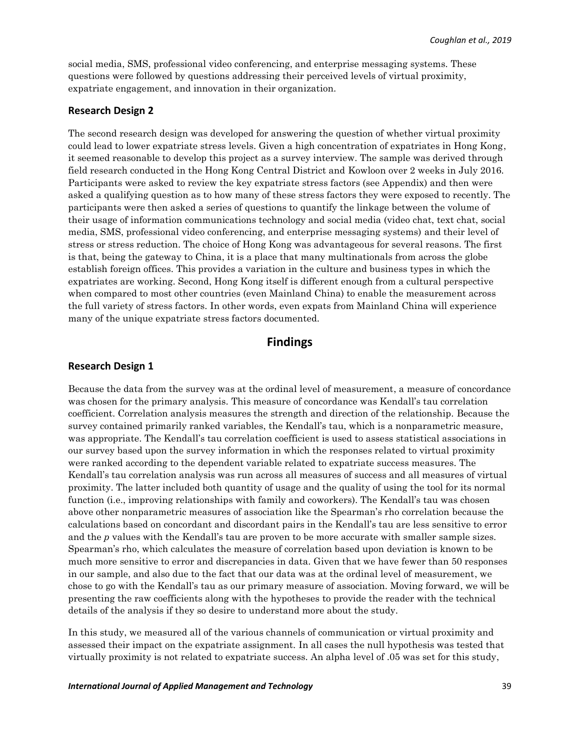social media, SMS, professional video conferencing, and enterprise messaging systems. These questions were followed by questions addressing their perceived levels of virtual proximity, expatriate engagement, and innovation in their organization.

### Research Design 2

The second research design was developed for answering the question of whether virtual proximity could lead to lower expatriate stress levels. Given a high concentration of expatriates in Hong Kong, it seemed reasonable to develop this project as a survey interview. The sample was derived through field research conducted in the Hong Kong Central District and Kowloon over 2 weeks in July 2016. Participants were asked to review the key expatriate stress factors (see Appendix) and then were asked a qualifying question as to how many of these stress factors they were exposed to recently. The participants were then asked a series of questions to quantify the linkage between the volume of their usage of information communications technology and social media (video chat, text chat, social media, SMS, professional video conferencing, and enterprise messaging systems) and their level of stress or stress reduction. The choice of Hong Kong was advantageous for several reasons. The first is that, being the gateway to China, it is a place that many multinationals from across the globe establish foreign offices. This provides a variation in the culture and business types in which the expatriates are working. Second, Hong Kong itself is different enough from a cultural perspective when compared to most other countries (even Mainland China) to enable the measurement across the full variety of stress factors. In other words, even expats from Mainland China will experience many of the unique expatriate stress factors documented.

## Findings

### Research Design 1

Because the data from the survey was at the ordinal level of measurement, a measure of concordance was chosen for the primary analysis. This measure of concordance was Kendall's tau correlation coefficient. Correlation analysis measures the strength and direction of the relationship. Because the survey contained primarily ranked variables, the Kendall's tau, which is a nonparametric measure, was appropriate. The Kendall's tau correlation coefficient is used to assess statistical associations in our survey based upon the survey information in which the responses related to virtual proximity were ranked according to the dependent variable related to expatriate success measures. The Kendall's tau correlation analysis was run across all measures of success and all measures of virtual proximity. The latter included both quantity of usage and the quality of using the tool for its normal function (i.e., improving relationships with family and coworkers). The Kendall's tau was chosen above other nonparametric measures of association like the Spearman's rho correlation because the calculations based on concordant and discordant pairs in the Kendall's tau are less sensitive to error and the *p* values with the Kendall's tau are proven to be more accurate with smaller sample sizes. Spearman's rho, which calculates the measure of correlation based upon deviation is known to be much more sensitive to error and discrepancies in data. Given that we have fewer than 50 responses in our sample, and also due to the fact that our data was at the ordinal level of measurement, we chose to go with the Kendall's tau as our primary measure of association. Moving forward, we will be presenting the raw coefficients along with the hypotheses to provide the reader with the technical details of the analysis if they so desire to understand more about the study.

In this study, we measured all of the various channels of communication or virtual proximity and assessed their impact on the expatriate assignment. In all cases the null hypothesis was tested that virtually proximity is not related to expatriate success. An alpha level of .05 was set for this study,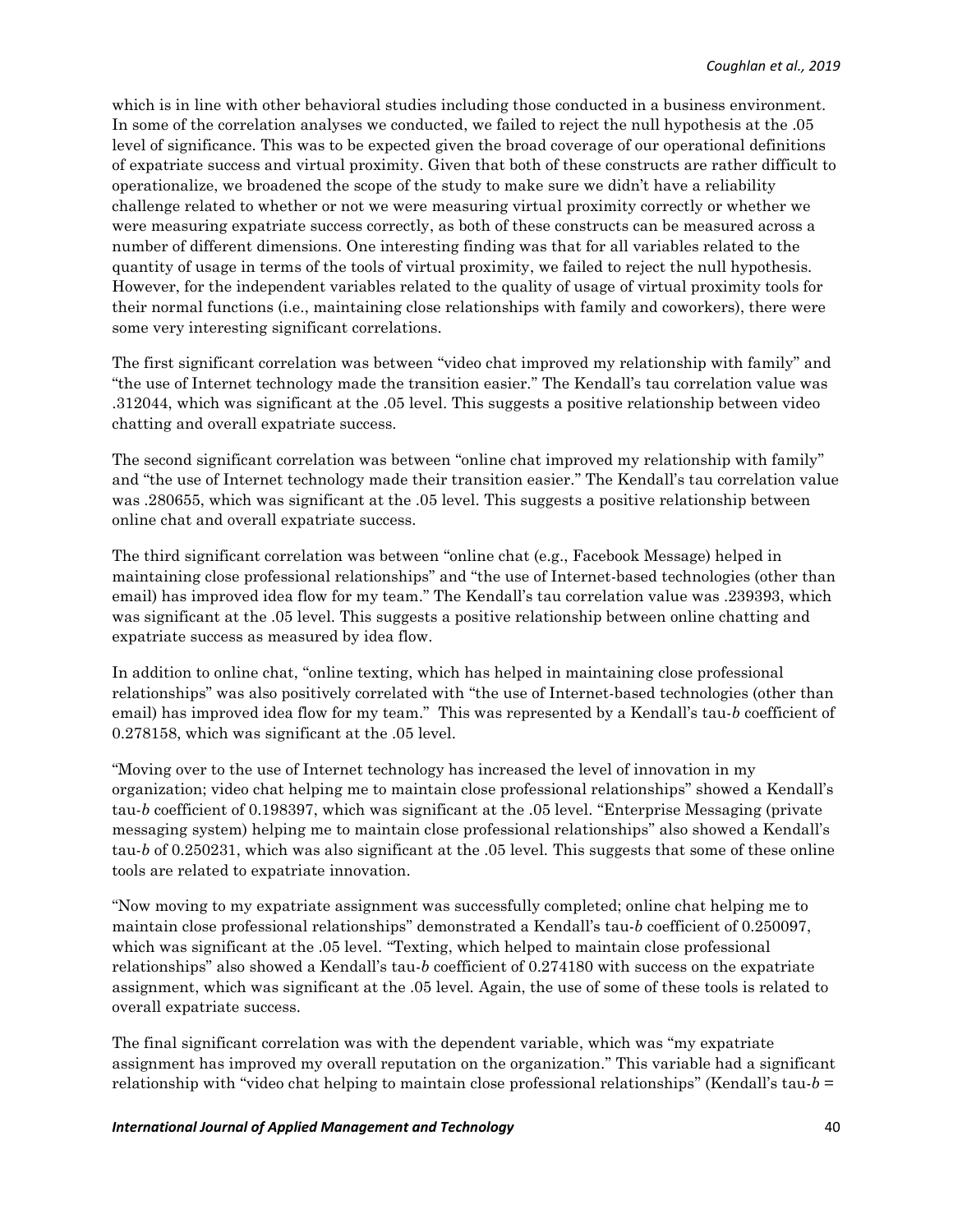which is in line with other behavioral studies including those conducted in a business environment. In some of the correlation analyses we conducted, we failed to reject the null hypothesis at the .05 level of significance. This was to be expected given the broad coverage of our operational definitions of expatriate success and virtual proximity. Given that both of these constructs are rather difficult to operationalize, we broadened the scope of the study to make sure we didn't have a reliability challenge related to whether or not we were measuring virtual proximity correctly or whether we were measuring expatriate success correctly, as both of these constructs can be measured across a number of different dimensions. One interesting finding was that for all variables related to the quantity of usage in terms of the tools of virtual proximity, we failed to reject the null hypothesis. However, for the independent variables related to the quality of usage of virtual proximity tools for their normal functions (i.e., maintaining close relationships with family and coworkers), there were some very interesting significant correlations.

The first significant correlation was between "video chat improved my relationship with family" and "the use of Internet technology made the transition easier." The Kendall's tau correlation value was .312044, which was significant at the .05 level. This suggests a positive relationship between video chatting and overall expatriate success.

The second significant correlation was between "online chat improved my relationship with family" and "the use of Internet technology made their transition easier." The Kendall's tau correlation value was .280655, which was significant at the .05 level. This suggests a positive relationship between online chat and overall expatriate success.

The third significant correlation was between "online chat (e.g., Facebook Message) helped in maintaining close professional relationships" and "the use of Internet-based technologies (other than email) has improved idea flow for my team." The Kendall's tau correlation value was .239393, which was significant at the .05 level. This suggests a positive relationship between online chatting and expatriate success as measured by idea flow.

In addition to online chat, "online texting, which has helped in maintaining close professional relationships" was also positively correlated with "the use of Internet-based technologies (other than email) has improved idea flow for my team." This was represented by a Kendall's tau-*b* coefficient of 0.278158, which was significant at the .05 level.

"Moving over to the use of Internet technology has increased the level of innovation in my organization; video chat helping me to maintain close professional relationships" showed a Kendall's tau-*b* coefficient of 0.198397, which was significant at the .05 level. "Enterprise Messaging (private messaging system) helping me to maintain close professional relationships" also showed a Kendall's tau-*b* of 0.250231, which was also significant at the .05 level. This suggests that some of these online tools are related to expatriate innovation.

"Now moving to my expatriate assignment was successfully completed; online chat helping me to maintain close professional relationships" demonstrated a Kendall's tau-*b* coefficient of 0.250097, which was significant at the .05 level. "Texting, which helped to maintain close professional relationships" also showed a Kendall's tau-*b* coefficient of 0.274180 with success on the expatriate assignment, which was significant at the .05 level. Again, the use of some of these tools is related to overall expatriate success.

The final significant correlation was with the dependent variable, which was "my expatriate assignment has improved my overall reputation on the organization." This variable had a significant relationship with "video chat helping to maintain close professional relationships" (Kendall's tau-*b* =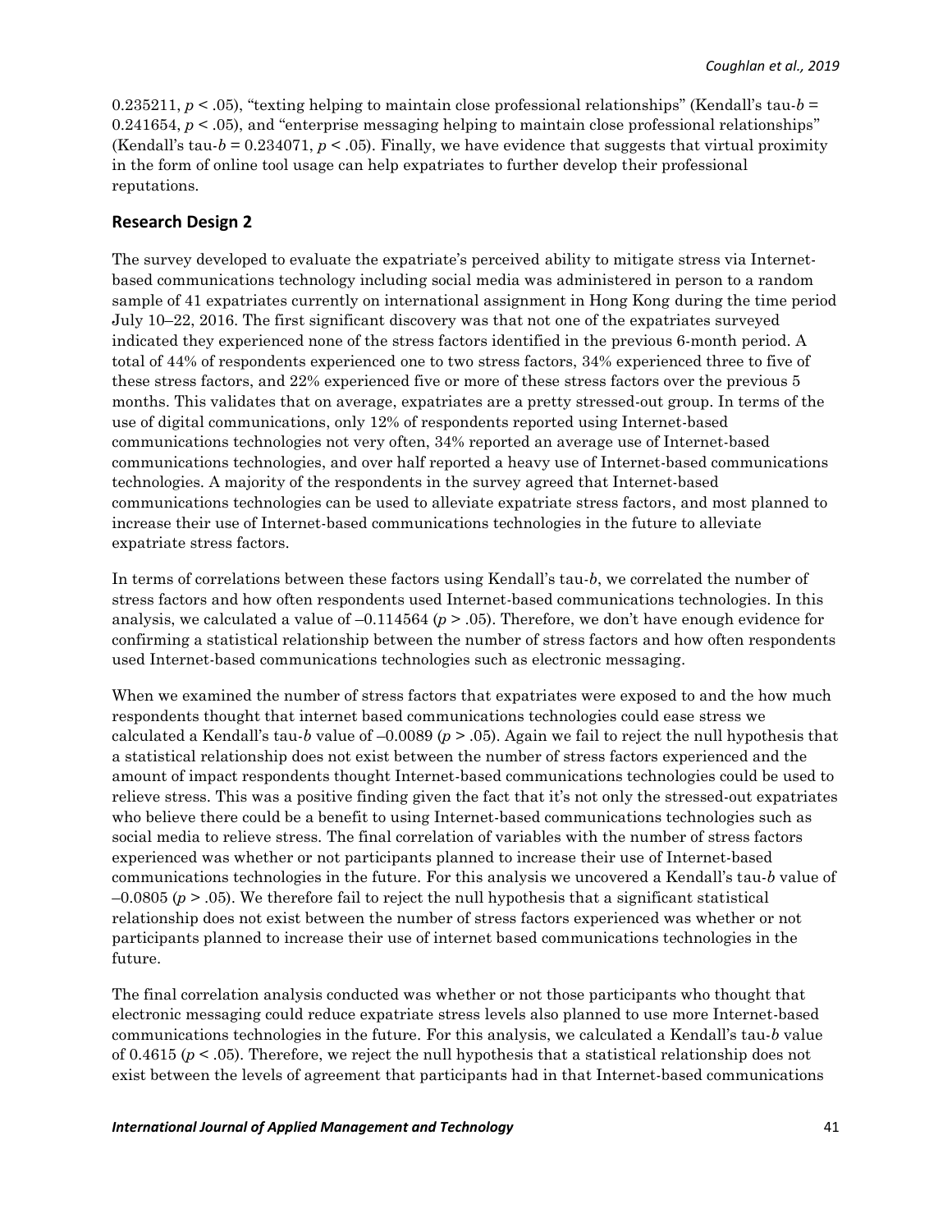0.235211, $p < .05$), "texting helping to maintain close professional relationships" (Kendall's tau-$b$ = 0.241654, $p < .05$), and "enterprise messaging helping to maintain close professional relationships" (Kendall's tau-$b$ = 0.234071, $p < .05$). Finally, we have evidence that suggests that virtual proximity in the form of online tool usage can help expatriates to further develop their professional reputations.

## Research Design 2

The survey developed to evaluate the expatriate's perceived ability to mitigate stress via Internet-based communications technology including social media was administered in person to a random sample of 41 expatriates currently on international assignment in Hong Kong during the time period July 10–22, 2016. The first significant discovery was that not one of the expatriates surveyed indicated they experienced none of the stress factors identified in the previous 6-month period. A total of 44% of respondents experienced one to two stress factors, 34% experienced three to five of these stress factors, and 22% experienced five or more of these stress factors over the previous 5 months. This validates that on average, expatriates are a pretty stressed-out group. In terms of the use of digital communications, only 12% of respondents reported using Internet-based communications technologies not very often, 34% reported an average use of Internet-based communications technologies, and over half reported a heavy use of Internet-based communications technologies. A majority of the respondents in the survey agreed that Internet-based communications technologies can be used to alleviate expatriate stress factors, and most planned to increase their use of Internet-based communications technologies in the future to alleviate expatriate stress factors.

In terms of correlations between these factors using Kendall's tau-$b$, we correlated the number of stress factors and how often respondents used Internet-based communications technologies. In this analysis, we calculated a value of –0.114564 ($p > .05$). Therefore, we don't have enough evidence for confirming a statistical relationship between the number of stress factors and how often respondents used Internet-based communications technologies such as electronic messaging.

When we examined the number of stress factors that expatriates were exposed to and the how much respondents thought that internet based communications technologies could ease stress we calculated a Kendall's tau-$b$ value of –0.0089 ($p > .05$). Again we fail to reject the null hypothesis that a statistical relationship does not exist between the number of stress factors experienced and the amount of impact respondents thought Internet-based communications technologies could be used to relieve stress. This was a positive finding given the fact that it's not only the stressed-out expatriates who believe there could be a benefit to using Internet-based communications technologies such as social media to relieve stress. The final correlation of variables with the number of stress factors experienced was whether or not participants planned to increase their use of Internet-based communications technologies in the future. For this analysis we uncovered a Kendall's tau-$b$ value of –0.0805 ($p > .05$). We therefore fail to reject the null hypothesis that a significant statistical relationship does not exist between the number of stress factors experienced was whether or not participants planned to increase their use of internet based communications technologies in the future.

The final correlation analysis conducted was whether or not those participants who thought that electronic messaging could reduce expatriate stress levels also planned to use more Internet-based communications technologies in the future. For this analysis, we calculated a Kendall's tau-$b$ value of 0.4615 ($p < .05$). Therefore, we reject the null hypothesis that a statistical relationship does not exist between the levels of agreement that participants had in that Internet-based communications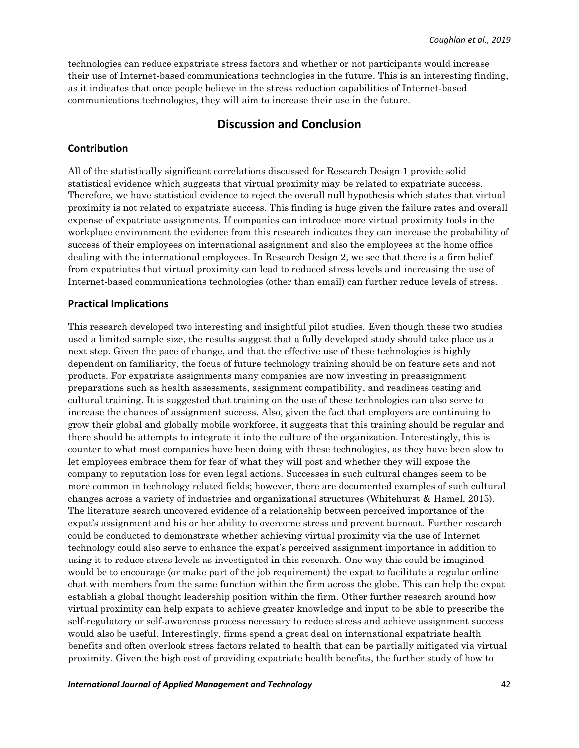technologies can reduce expatriate stress factors and whether or not participants would increase their use of Internet-based communications technologies in the future. This is an interesting finding, as it indicates that once people believe in the stress reduction capabilities of Internet-based communications technologies, they will aim to increase their use in the future.

## Discussion and Conclusion

### Contribution

All of the statistically significant correlations discussed for Research Design 1 provide solid statistical evidence which suggests that virtual proximity may be related to expatriate success. Therefore, we have statistical evidence to reject the overall null hypothesis which states that virtual proximity is not related to expatriate success. This finding is huge given the failure rates and overall expense of expatriate assignments. If companies can introduce more virtual proximity tools in the workplace environment the evidence from this research indicates they can increase the probability of success of their employees on international assignment and also the employees at the home office dealing with the international employees. In Research Design 2, we see that there is a firm belief from expatriates that virtual proximity can lead to reduced stress levels and increasing the use of Internet-based communications technologies (other than email) can further reduce levels of stress.

### Practical Implications

This research developed two interesting and insightful pilot studies. Even though these two studies used a limited sample size, the results suggest that a fully developed study should take place as a next step. Given the pace of change, and that the effective use of these technologies is highly dependent on familiarity, the focus of future technology training should be on feature sets and not products. For expatriate assignments many companies are now investing in preassignment preparations such as health assessments, assignment compatibility, and readiness testing and cultural training. It is suggested that training on the use of these technologies can also serve to increase the chances of assignment success. Also, given the fact that employers are continuing to grow their global and globally mobile workforce, it suggests that this training should be regular and there should be attempts to integrate it into the culture of the organization. Interestingly, this is counter to what most companies have been doing with these technologies, as they have been slow to let employees embrace them for fear of what they will post and whether they will expose the company to reputation loss for even legal actions. Successes in such cultural changes seem to be more common in technology related fields; however, there are documented examples of such cultural changes across a variety of industries and organizational structures (Whitehurst & Hamel, 2015). The literature search uncovered evidence of a relationship between perceived importance of the expat's assignment and his or her ability to overcome stress and prevent burnout. Further research could be conducted to demonstrate whether achieving virtual proximity via the use of Internet technology could also serve to enhance the expat's perceived assignment importance in addition to using it to reduce stress levels as investigated in this research. One way this could be imagined would be to encourage (or make part of the job requirement) the expat to facilitate a regular online chat with members from the same function within the firm across the globe. This can help the expat establish a global thought leadership position within the firm. Other further research around how virtual proximity can help expats to achieve greater knowledge and input to be able to prescribe the self-regulatory or self-awareness process necessary to reduce stress and achieve assignment success would also be useful. Interestingly, firms spend a great deal on international expatriate health benefits and often overlook stress factors related to health that can be partially mitigated via virtual proximity. Given the high cost of providing expatriate health benefits, the further study of how to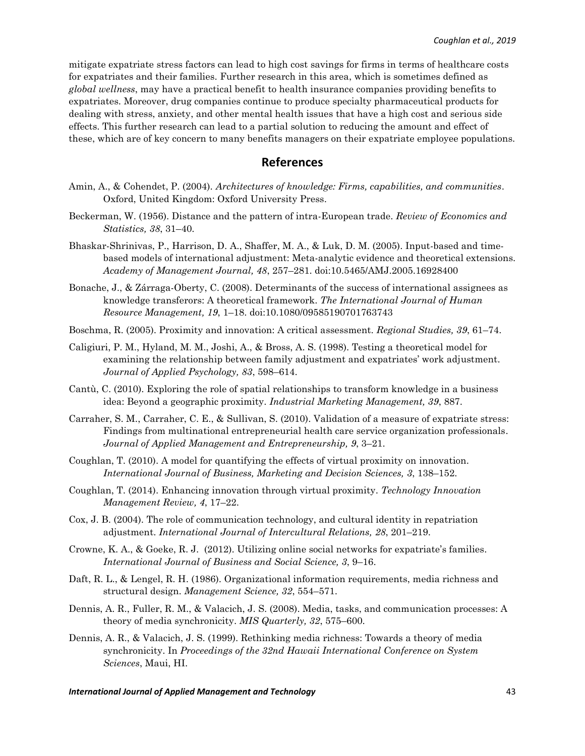mitigate expatriate stress factors can lead to high cost savings for firms in terms of healthcare costs for expatriates and their families. Further research in this area, which is sometimes defined as *global wellness*, may have a practical benefit to health insurance companies providing benefits to expatriates. Moreover, drug companies continue to produce specialty pharmaceutical products for dealing with stress, anxiety, and other mental health issues that have a high cost and serious side effects. This further research can lead to a partial solution to reducing the amount and effect of these, which are of key concern to many benefits managers on their expatriate employee populations.

## References

Amin, A., & Cohendet, P. (2004). *Architectures of knowledge: Firms, capabilities, and communities*. Oxford, United Kingdom: Oxford University Press.

Beckerman, W. (1956). Distance and the pattern of intra-European trade. *Review of Economics and Statistics, 38*, 31–40.

Bhaskar-Shrinivas, P., Harrison, D. A., Shaffer, M. A., & Luk, D. M. (2005). Input-based and time-based models of international adjustment: Meta-analytic evidence and theoretical extensions. *Academy of Management Journal, 48*, 257–281. doi:10.5465/AMJ.2005.16928400

Bonache, J., & Zárraga-Oberty, C. (2008). Determinants of the success of international assignees as knowledge transferors: A theoretical framework. *The International Journal of Human Resource Management, 19*, 1–18. doi:10.1080/09585190701763743

Boschma, R. (2005). Proximity and innovation: A critical assessment. *Regional Studies, 39*, 61–74.

Caligiuri, P. M., Hyland, M. M., Joshi, A., & Bross, A. S. (1998). Testing a theoretical model for examining the relationship between family adjustment and expatriates' work adjustment. *Journal of Applied Psychology, 83*, 598–614.

Cantù, C. (2010). Exploring the role of spatial relationships to transform knowledge in a business idea: Beyond a geographic proximity. *Industrial Marketing Management, 39*, 887.

Carraher, S. M., Carraher, C. E., & Sullivan, S. (2010). Validation of a measure of expatriate stress: Findings from multinational entrepreneurial health care service organization professionals. *Journal of Applied Management and Entrepreneurship, 9*, 3–21.

Coughlan, T. (2010). A model for quantifying the effects of virtual proximity on innovation. *International Journal of Business, Marketing and Decision Sciences, 3*, 138–152.

Coughlan, T. (2014). Enhancing innovation through virtual proximity. *Technology Innovation Management Review, 4*, 17–22.

Cox, J. B. (2004). The role of communication technology, and cultural identity in repatriation adjustment. *International Journal of Intercultural Relations, 28*, 201–219.

Crowne, K. A., & Goeke, R. J. (2012). Utilizing online social networks for expatriate's families. *International Journal of Business and Social Science, 3*, 9–16.

Daft, R. L., & Lengel, R. H. (1986). Organizational information requirements, media richness and structural design. *Management Science, 32*, 554–571.

Dennis, A. R., Fuller, R. M., & Valacich, J. S. (2008). Media, tasks, and communication processes: A theory of media synchronicity. *MIS Quarterly, 32*, 575–600.

Dennis, A. R., & Valacich, J. S. (1999). Rethinking media richness: Towards a theory of media synchronicity. In *Proceedings of the 32nd Hawaii International Conference on System Sciences*, Maui, HI.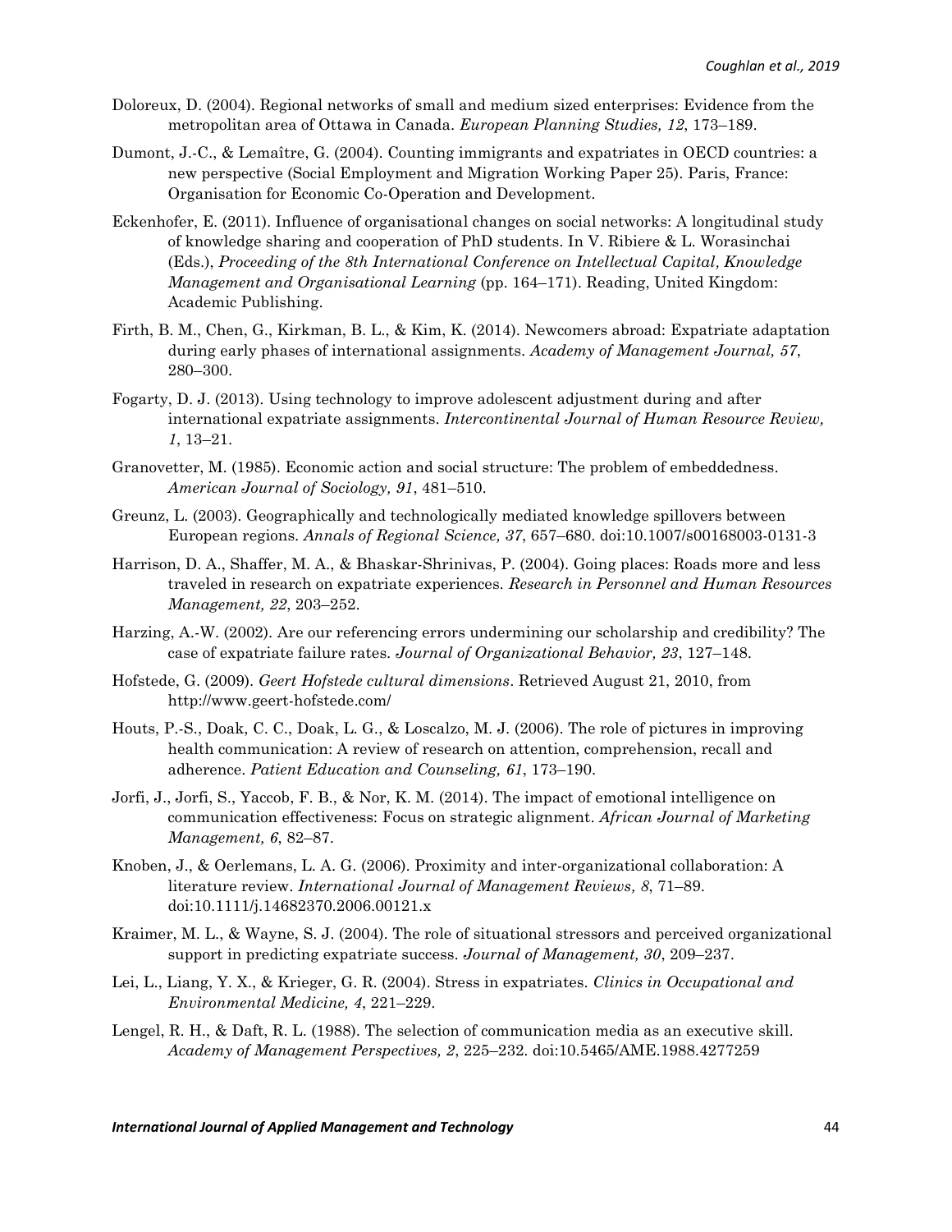Doloreux, D. (2004). Regional networks of small and medium sized enterprises: Evidence from the metropolitan area of Ottawa in Canada. *European Planning Studies, 12*, 173–189.

Dumont, J.-C., & Lemaître, G. (2004). Counting immigrants and expatriates in OECD countries: a new perspective (Social Employment and Migration Working Paper 25). Paris, France: Organisation for Economic Co-Operation and Development.

Eckenhofer, E. (2011). Influence of organisational changes on social networks: A longitudinal study of knowledge sharing and cooperation of PhD students. In V. Ribiere & L. Worasinchai (Eds.), *Proceeding of the 8th International Conference on Intellectual Capital, Knowledge Management and Organisational Learning* (pp. 164–171). Reading, United Kingdom: Academic Publishing.

Firth, B. M., Chen, G., Kirkman, B. L., & Kim, K. (2014). Newcomers abroad: Expatriate adaptation during early phases of international assignments. *Academy of Management Journal, 57*, 280–300.

Fogarty, D. J. (2013). Using technology to improve adolescent adjustment during and after international expatriate assignments. *Intercontinental Journal of Human Resource Review, 1*, 13–21.

Granovetter, M. (1985). Economic action and social structure: The problem of embeddedness. *American Journal of Sociology, 91*, 481–510.

Greunz, L. (2003). Geographically and technologically mediated knowledge spillovers between European regions. *Annals of Regional Science, 37*, 657–680. doi:10.1007/s00168003-0131-3

Harrison, D. A., Shaffer, M. A., & Bhaskar-Shrinivas, P. (2004). Going places: Roads more and less traveled in research on expatriate experiences. *Research in Personnel and Human Resources Management, 22*, 203–252.

Harzing, A.-W. (2002). Are our referencing errors undermining our scholarship and credibility? The case of expatriate failure rates. *Journal of Organizational Behavior, 23*, 127–148.

Hofstede, G. (2009). *Geert Hofstede cultural dimensions*. Retrieved August 21, 2010, from http://www.geert-hofstede.com/

Houts, P.-S., Doak, C. C., Doak, L. G., & Loscalzo, M. J. (2006). The role of pictures in improving health communication: A review of research on attention, comprehension, recall and adherence. *Patient Education and Counseling, 61*, 173–190.

Jorfi, J., Jorfi, S., Yaccob, F. B., & Nor, K. M. (2014). The impact of emotional intelligence on communication effectiveness: Focus on strategic alignment. *African Journal of Marketing Management, 6*, 82–87.

Knoben, J., & Oerlemans, L. A. G. (2006). Proximity and inter-organizational collaboration: A literature review. *International Journal of Management Reviews, 8*, 71–89. doi:10.1111/j.14682370.2006.00121.x

Kraimer, M. L., & Wayne, S. J. (2004). The role of situational stressors and perceived organizational support in predicting expatriate success. *Journal of Management, 30*, 209–237.

Lei, L., Liang, Y. X., & Krieger, G. R. (2004). Stress in expatriates. *Clinics in Occupational and Environmental Medicine, 4*, 221–229.

Lengel, R. H., & Daft, R. L. (1988). The selection of communication media as an executive skill. *Academy of Management Perspectives, 2*, 225–232. doi:10.5465/AME.1988.4277259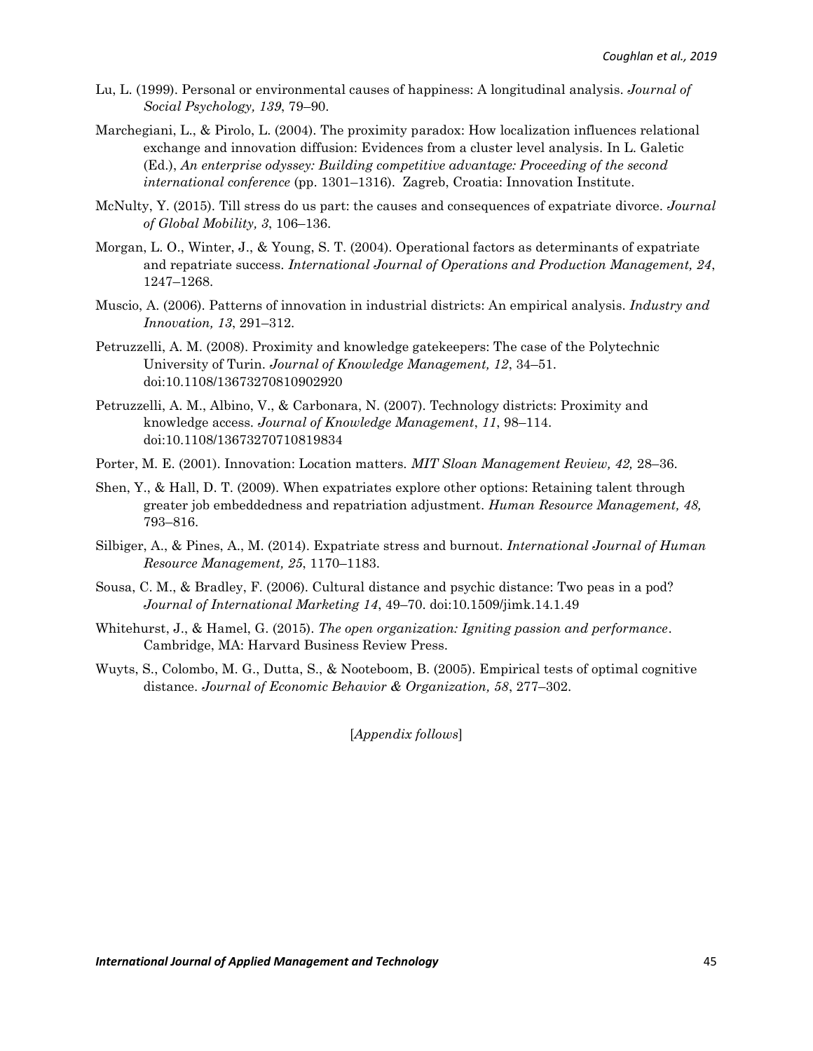Lu, L. (1999). Personal or environmental causes of happiness: A longitudinal analysis. *Journal of Social Psychology, 139*, 79–90.

Marchegiani, L., & Pirolo, L. (2004). The proximity paradox: How localization influences relational exchange and innovation diffusion: Evidences from a cluster level analysis. In L. Galetic (Ed.), *An enterprise odyssey: Building competitive advantage: Proceeding of the second international conference* (pp. 1301–1316). Zagreb, Croatia: Innovation Institute.

McNulty, Y. (2015). Till stress do us part: the causes and consequences of expatriate divorce. *Journal of Global Mobility, 3*, 106–136.

Morgan, L. O., Winter, J., & Young, S. T. (2004). Operational factors as determinants of expatriate and repatriate success. *International Journal of Operations and Production Management, 24*, 1247–1268.

Muscio, A. (2006). Patterns of innovation in industrial districts: An empirical analysis. *Industry and Innovation, 13*, 291–312.

Petruzzelli, A. M. (2008). Proximity and knowledge gatekeepers: The case of the Polytechnic University of Turin. *Journal of Knowledge Management, 12*, 34–51. doi:10.1108/13673270810902920

Petruzzelli, A. M., Albino, V., & Carbonara, N. (2007). Technology districts: Proximity and knowledge access. *Journal of Knowledge Management*, *11*, 98–114. doi:10.1108/13673270710819834

Porter, M. E. (2001). Innovation: Location matters. *MIT Sloan Management Review, 42,* 28–36.

Shen, Y., & Hall, D. T. (2009). When expatriates explore other options: Retaining talent through greater job embeddedness and repatriation adjustment. *Human Resource Management, 48,* 793–816.

Silbiger, A., & Pines, A., M. (2014). Expatriate stress and burnout. *International Journal of Human Resource Management, 25*, 1170–1183.

Sousa, C. M., & Bradley, F. (2006). Cultural distance and psychic distance: Two peas in a pod? *Journal of International Marketing 14*, 49–70. doi:10.1509/jimk.14.1.49

Whitehurst, J., & Hamel, G. (2015). *The open organization: Igniting passion and performance*. Cambridge, MA: Harvard Business Review Press.

Wuyts, S., Colombo, M. G., Dutta, S., & Nooteboom, B. (2005). Empirical tests of optimal cognitive distance. *Journal of Economic Behavior & Organization, 58*, 277–302.

[*Appendix follows*]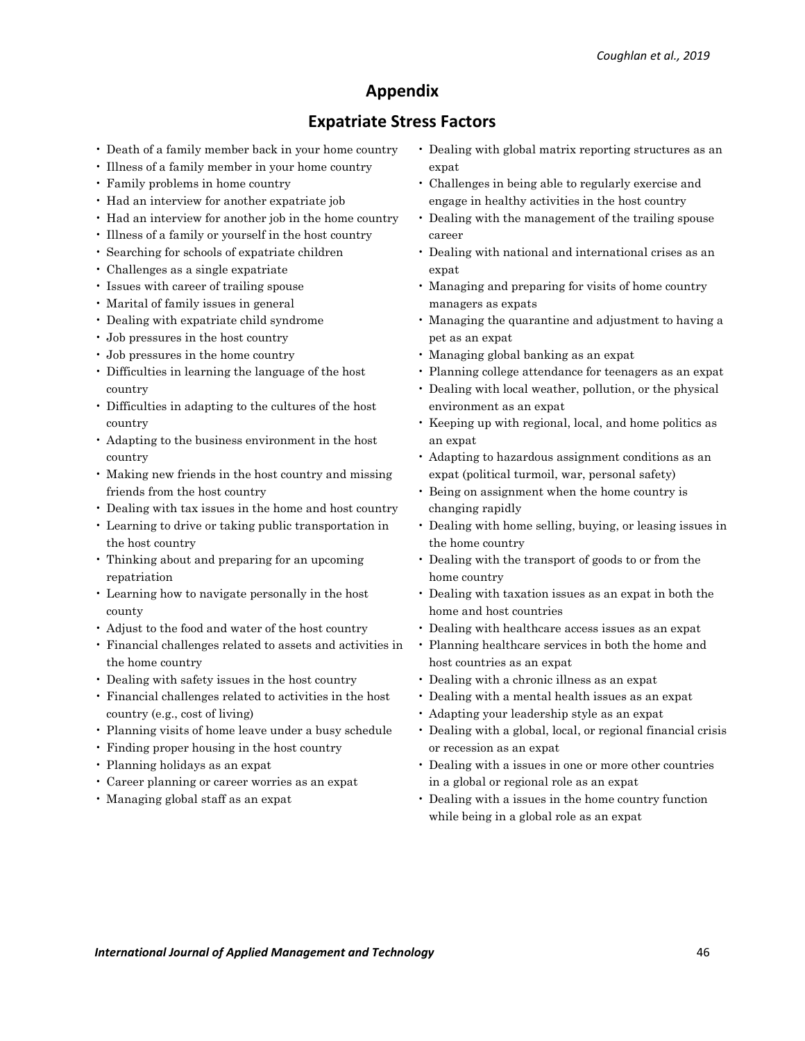# Appendix

## Expatriate Stress Factors

- Death of a family member back in your home country
- Illness of a family member in your home country
- Family problems in home country
- Had an interview for another expatriate job
- Had an interview for another job in the home country
- Illness of a family or yourself in the host country
- Searching for schools of expatriate children
- Challenges as a single expatriate
- Issues with career of trailing spouse
- Marital of family issues in general
- Dealing with expatriate child syndrome
- Job pressures in the host country
- Job pressures in the home country
- Difficulties in learning the language of the host country
- Difficulties in adapting to the cultures of the host country
- Adapting to the business environment in the host country
- Making new friends in the host country and missing friends from the host country
- Dealing with tax issues in the home and host country
- Learning to drive or taking public transportation in the host country
- Thinking about and preparing for an upcoming repatriation
- Learning how to navigate personally in the host county
- Adjust to the food and water of the host country
- Financial challenges related to assets and activities in the home country
- Dealing with safety issues in the host country
- Financial challenges related to activities in the host country (e.g., cost of living)
- Planning visits of home leave under a busy schedule
- Finding proper housing in the host country
- Planning holidays as an expat
- Career planning or career worries as an expat
- Managing global staff as an expat
- Dealing with global matrix reporting structures as an expat
- Challenges in being able to regularly exercise and engage in healthy activities in the host country
- Dealing with the management of the trailing spouse career
- Dealing with national and international crises as an expat
- Managing and preparing for visits of home country managers as expats
- Managing the quarantine and adjustment to having a pet as an expat
- Managing global banking as an expat
- Planning college attendance for teenagers as an expat
- Dealing with local weather, pollution, or the physical environment as an expat
- Keeping up with regional, local, and home politics as an expat
- Adapting to hazardous assignment conditions as an expat (political turmoil, war, personal safety)
- Being on assignment when the home country is changing rapidly
- Dealing with home selling, buying, or leasing issues in the home country
- Dealing with the transport of goods to or from the home country
- Dealing with taxation issues as an expat in both the home and host countries
- Dealing with healthcare access issues as an expat
- Planning healthcare services in both the home and host countries as an expat
- Dealing with a chronic illness as an expat
- Dealing with a mental health issues as an expat
- Adapting your leadership style as an expat
- Dealing with a global, local, or regional financial crisis or recession as an expat
- Dealing with a issues in one or more other countries in a global or regional role as an expat
- Dealing with a issues in the home country function while being in a global role as an expat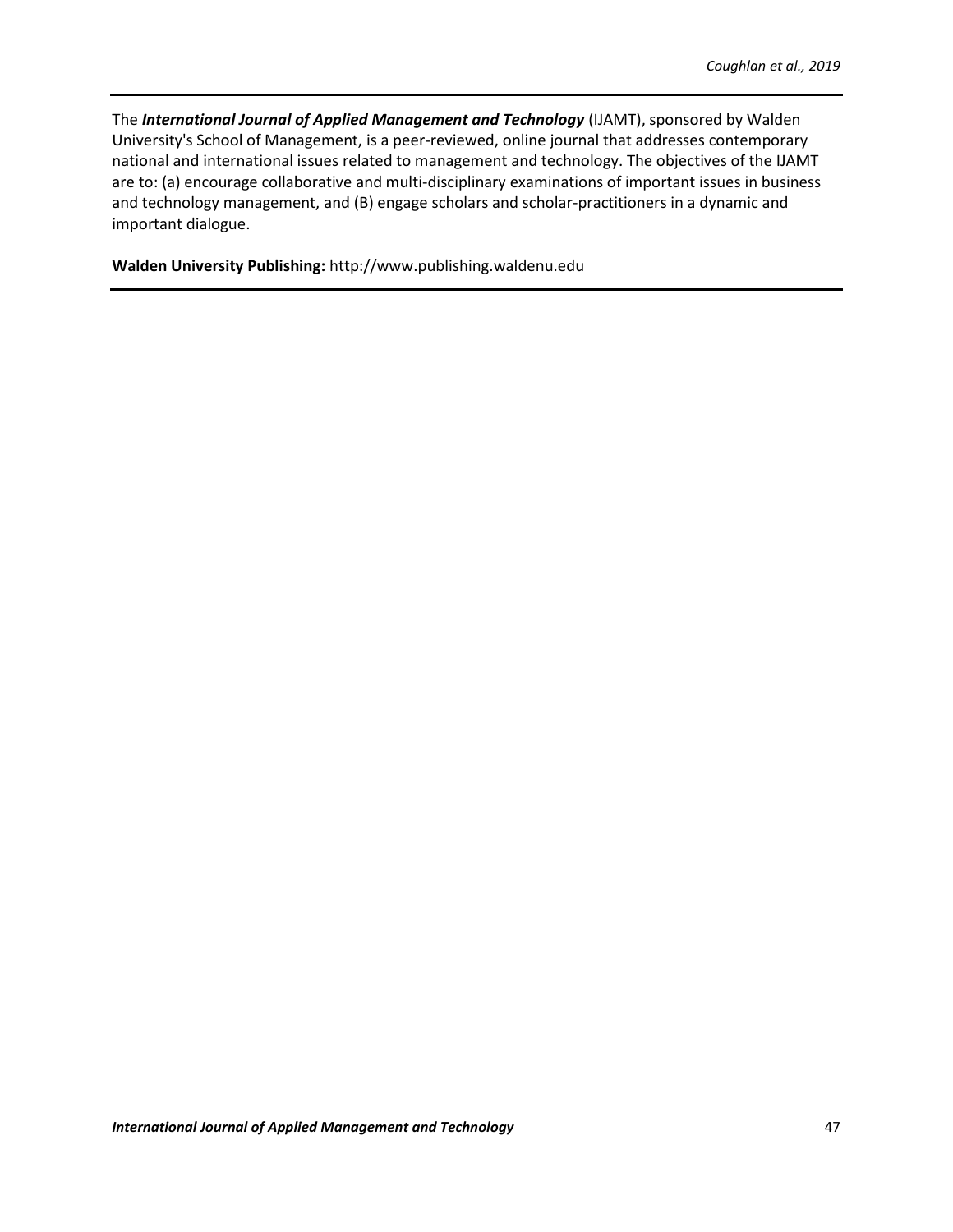The ***International Journal of Applied Management and Technology*** (IJAMT), sponsored by Walden University's School of Management, is a peer-reviewed, online journal that addresses contemporary national and international issues related to management and technology. The objectives of the IJAMT are to: (a) encourage collaborative and multi-disciplinary examinations of important issues in business and technology management, and (B) engage scholars and scholar-practitioners in a dynamic and important dialogue.

**Walden University Publishing:** http://www.publishing.waldenu.edu